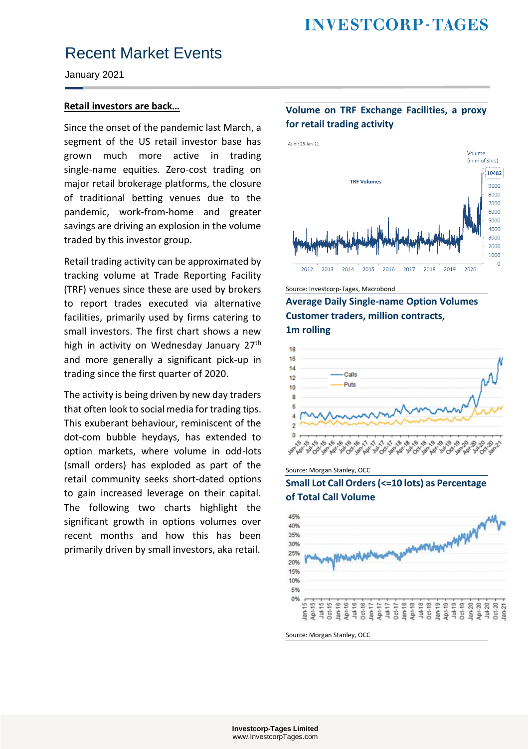# Recent Market Events

January 2021

**Retail investors are back…**

Since the onset of the pandemic last March, a segment of the US retail investor base has grown much more active in trading single-name equities. Zero-cost trading on major retail brokerage platforms, the closure of traditional betting venues due to the pandemic, work-from-home and greater savings are driving an explosion in the volume traded by this investor group.

Retail trading activity can be approximated by tracking volume at Trade Reporting Facility (TRF) venues since these are used by brokers to report trades executed via alternative facilities, primarily used by firms catering to small investors. The first chart shows a new high in activity on Wednesday January 27th and more generally a significant pick-up in trading since the first quarter of 2020.

The activity is being driven by new day traders that often look to social media for trading tips. This exuberant behaviour, reminiscent of the dot-com bubble heydays, has extended to option markets, where volume in odd-lots (small orders) has exploded as part of the retail community seeks short-dated options to gain increased leverage on their capital. The following two charts highlight the significant growth in options volumes over recent months and how this has been primarily driven by small investors, aka retail.

**Volume on TRF Exchange Facilities, a proxy for retail trading activity**

Source: Investcorp-Tages, Macrobond

**Average Daily Single-name Option Volumes Customer traders, million contracts, 1m rolling**

Source: Morgan Stanley, OCC

**Small Lot Call Orders (<=10 lots) as Percentage of Total Call Volume**

Source: Morgan Stanley, OCC

Investcorp-Tages Limited
www.InvestcorpTages.com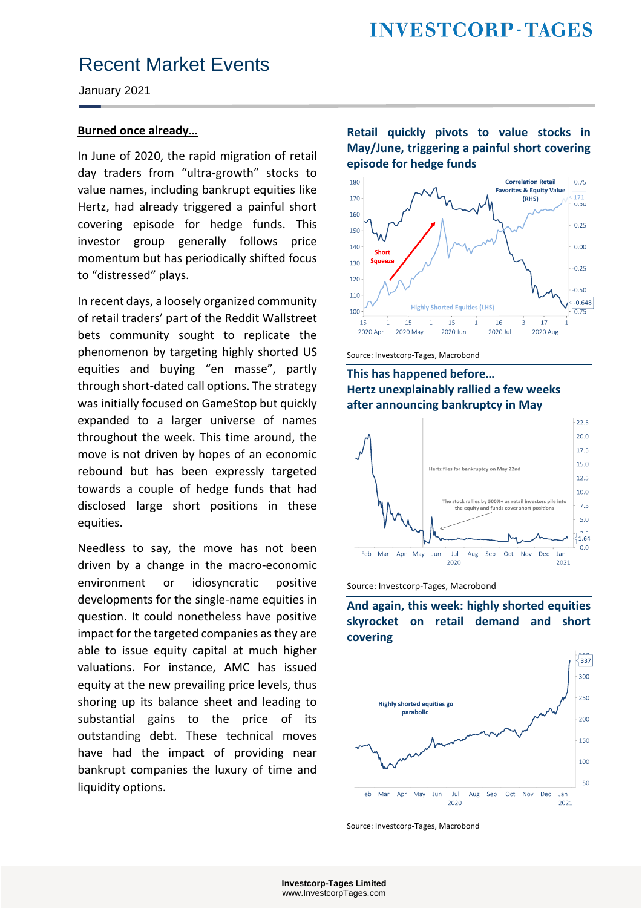# Recent Market Events

January 2021

## Burned once already…

In June of 2020, the rapid migration of retail day traders from "ultra-growth" stocks to value names, including bankrupt equities like Hertz, had already triggered a painful short covering episode for hedge funds. This investor group generally follows price momentum but has periodically shifted focus to "distressed" plays.

In recent days, a loosely organized community of retail traders' part of the Reddit Wallstreet bets community sought to replicate the phenomenon by targeting highly shorted US equities and buying "en masse", partly through short-dated call options. The strategy was initially focused on GameStop but quickly expanded to a larger universe of names throughout the week. This time around, the move is not driven by hopes of an economic rebound but has been expressly targeted towards a couple of hedge funds that had disclosed large short positions in these equities.

Needless to say, the move has not been driven by a change in the macro-economic environment or idiosyncratic positive developments for the single-name equities in question. It could nonetheless have positive impact for the targeted companies as they are able to issue equity capital at much higher valuations. For instance, AMC has issued equity at the new prevailing price levels, thus shoring up its balance sheet and leading to substantial gains to the price of its outstanding debt. These technical moves have had the impact of providing near bankrupt companies the luxury of time and liquidity options.

### Retail quickly pivots to value stocks in May/June, triggering a painful short covering episode for hedge funds

Source: Investcorp-Tages, Macrobond

### This has happened before… Hertz unexplainably rallied a few weeks after announcing bankruptcy in May

Source: Investcorp-Tages, Macrobond

### And again, this week: highly shorted equities skyrocket on retail demand and short covering

Source: Investcorp-Tages, Macrobond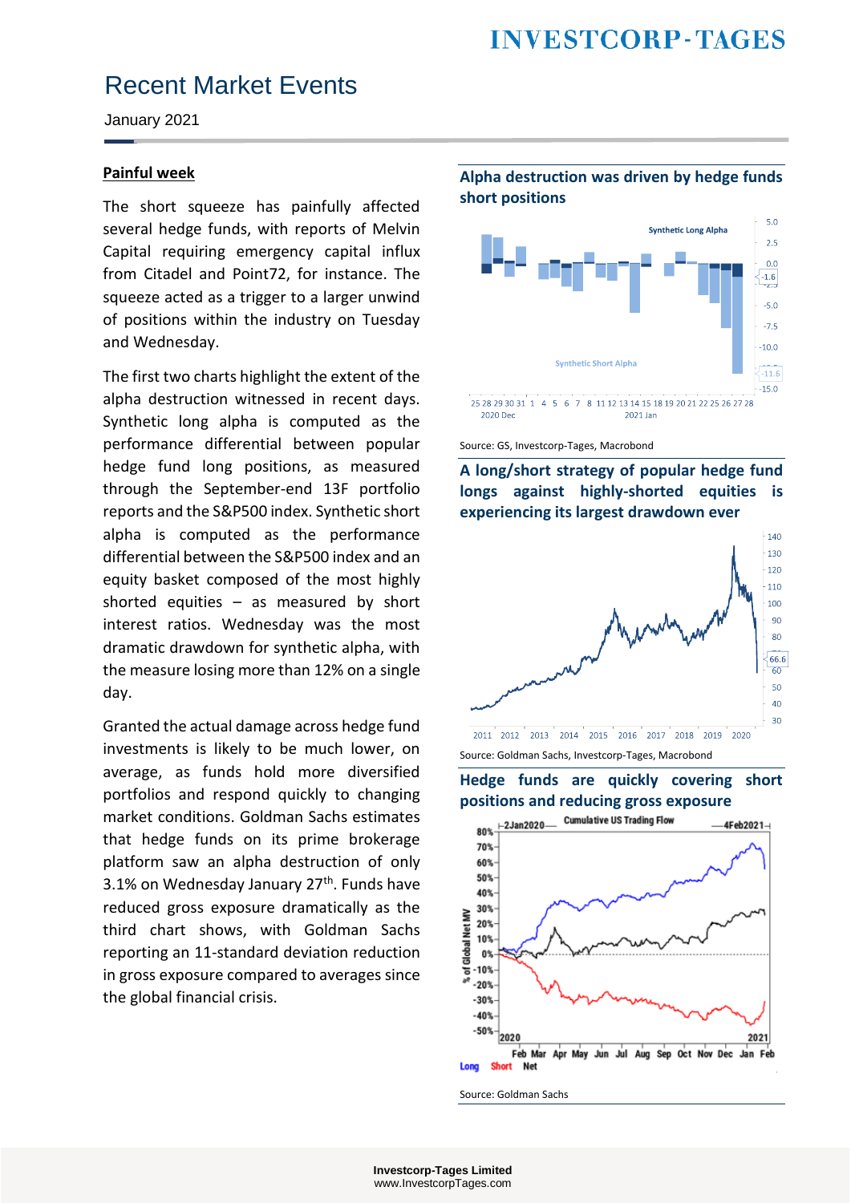# Recent Market Events

January 2021

## Painful week

The short squeeze has painfully affected several hedge funds, with reports of Melvin Capital requiring emergency capital influx from Citadel and Point72, for instance. The squeeze acted as a trigger to a larger unwind of positions within the industry on Tuesday and Wednesday.

The first two charts highlight the extent of the alpha destruction witnessed in recent days. Synthetic long alpha is computed as the performance differential between popular hedge fund long positions, as measured through the September-end 13F portfolio reports and the S&P500 index. Synthetic short alpha is computed as the performance differential between the S&P500 index and an equity basket composed of the most highly shorted equities – as measured by short interest ratios. Wednesday was the most dramatic drawdown for synthetic alpha, with the measure losing more than 12% on a single day.

Granted the actual damage across hedge fund investments is likely to be much lower, on average, as funds hold more diversified portfolios and respond quickly to changing market conditions. Goldman Sachs estimates that hedge funds on its prime brokerage platform saw an alpha destruction of only 3.1% on Wednesday January 27th. Funds have reduced gross exposure dramatically as the third chart shows, with Goldman Sachs reporting an 11-standard deviation reduction in gross exposure compared to averages since the global financial crisis.

**Alpha destruction was driven by hedge funds short positions**

Source: GS, Investcorp-Tages, Macrobond

**A long/short strategy of popular hedge fund longs against highly-shorted equities is experiencing its largest drawdown ever**

Source: Goldman Sachs, Investcorp-Tages, Macrobond

**Hedge funds are quickly covering short positions and reducing gross exposure**

Source: Goldman Sachs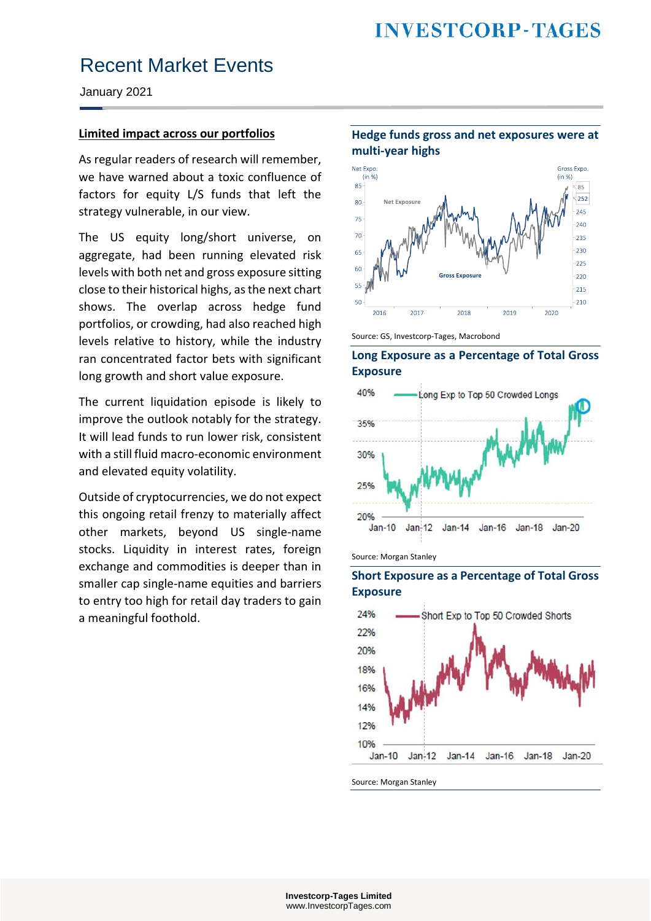# Recent Market Events

January 2021

**Limited impact across our portfolios**

As regular readers of research will remember, we have warned about a toxic confluence of factors for equity L/S funds that left the strategy vulnerable, in our view.

The US equity long/short universe, on aggregate, had been running elevated risk levels with both net and gross exposure sitting close to their historical highs, as the next chart shows. The overlap across hedge fund portfolios, or crowding, had also reached high levels relative to history, while the industry ran concentrated factor bets with significant long growth and short value exposure.

The current liquidation episode is likely to improve the outlook notably for the strategy. It will lead funds to run lower risk, consistent with a still fluid macro-economic environment and elevated equity volatility.

Outside of cryptocurrencies, we do not expect this ongoing retail frenzy to materially affect other markets, beyond US single-name stocks. Liquidity in interest rates, foreign exchange and commodities is deeper than in smaller cap single-name equities and barriers to entry too high for retail day traders to gain a meaningful foothold.

**Hedge funds gross and net exposures were at multi-year highs**

Source: GS, Investcorp-Tages, Macrobond

**Long Exposure as a Percentage of Total Gross Exposure**

Source: Morgan Stanley

**Short Exposure as a Percentage of Total Gross Exposure**

Source: Morgan Stanley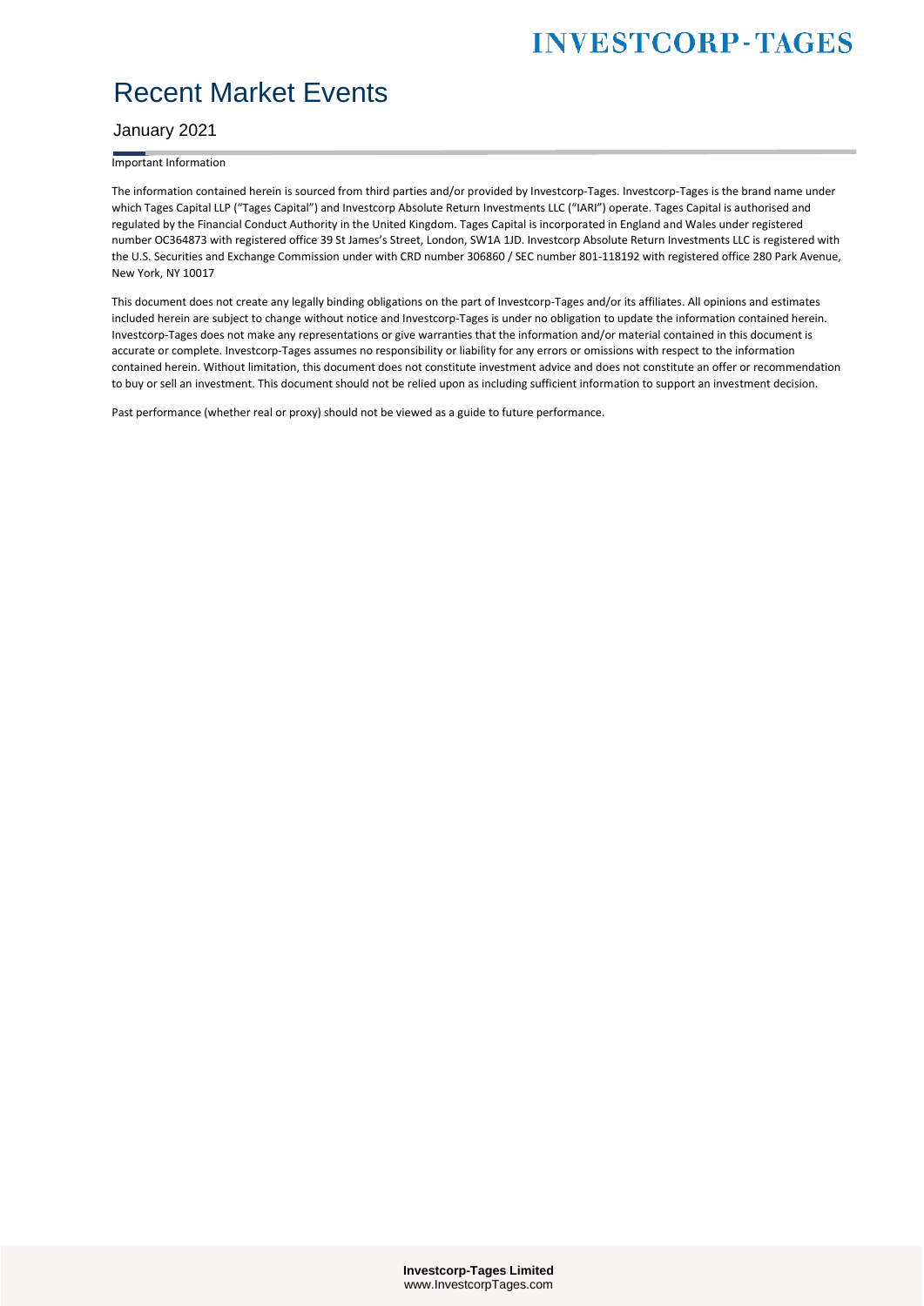# Recent Market Events

January 2021

Important Information

The information contained herein is sourced from third parties and/or provided by Investcorp-Tages. Investcorp-Tages is the brand name under which Tages Capital LLP ("Tages Capital") and Investcorp Absolute Return Investments LLC ("IARI") operate. Tages Capital is authorised and regulated by the Financial Conduct Authority in the United Kingdom. Tages Capital is incorporated in England and Wales under registered number OC364873 with registered office 39 St James's Street, London, SW1A 1JD. Investcorp Absolute Return Investments LLC is registered with the U.S. Securities and Exchange Commission under with CRD number 306860 / SEC number 801-118192 with registered office 280 Park Avenue, New York, NY 10017

This document does not create any legally binding obligations on the part of Investcorp-Tages and/or its affiliates. All opinions and estimates included herein are subject to change without notice and Investcorp-Tages is under no obligation to update the information contained herein. Investcorp-Tages does not make any representations or give warranties that the information and/or material contained in this document is accurate or complete. Investcorp-Tages assumes no responsibility or liability for any errors or omissions with respect to the information contained herein. Without limitation, this document does not constitute investment advice and does not constitute an offer or recommendation to buy or sell an investment. This document should not be relied upon as including sufficient information to support an investment decision.

Past performance (whether real or proxy) should not be viewed as a guide to future performance.